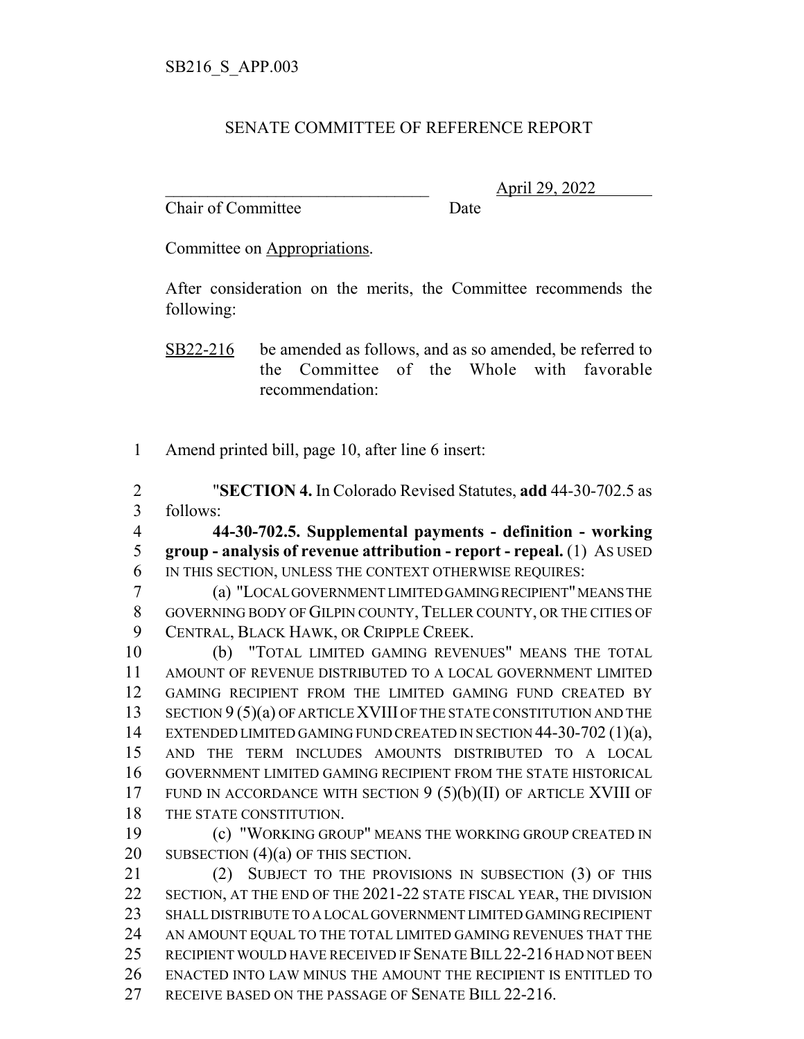SB216_S_APP.003

SENATE COMMITTEE OF REFERENCE REPORT

\_\_\_\_\_\_\_\_\_\_\_\_\_\_\_\_\_\_\_\_\_\_\_\_\_\_\_\_\_\_\_\_ April 29, 2022

Chair of Committee Date

Committee on Appropriations.

After consideration on the merits, the Committee recommends the following:

SB22-216 be amended as follows, and as so amended, be referred to the Committee of the Whole with favorable recommendation:

1 Amend printed bill, page 10, after line 6 insert:

2 "**SECTION 4.** In Colorado Revised Statutes, **add** 44-30-702.5 as
3 follows:

4 **44-30-702.5. Supplemental payments - definition - working**
5 **group - analysis of revenue attribution - report - repeal.** (1) AS USED
6 IN THIS SECTION, UNLESS THE CONTEXT OTHERWISE REQUIRES:

7 (a) "LOCAL GOVERNMENT LIMITED GAMING RECIPIENT" MEANS THE
8 GOVERNING BODY OF GILPIN COUNTY, TELLER COUNTY, OR THE CITIES OF
9 CENTRAL, BLACK HAWK, OR CRIPPLE CREEK.

10 (b) "TOTAL LIMITED GAMING REVENUES" MEANS THE TOTAL
11 AMOUNT OF REVENUE DISTRIBUTED TO A LOCAL GOVERNMENT LIMITED
12 GAMING RECIPIENT FROM THE LIMITED GAMING FUND CREATED BY
13 SECTION 9 (5)(a) OF ARTICLE XVIII OF THE STATE CONSTITUTION AND THE
14 EXTENDED LIMITED GAMING FUND CREATED IN SECTION 44-30-702 (1)(a),
15 AND THE TERM INCLUDES AMOUNTS DISTRIBUTED TO A LOCAL
16 GOVERNMENT LIMITED GAMING RECIPIENT FROM THE STATE HISTORICAL
17 FUND IN ACCORDANCE WITH SECTION 9 (5)(b)(II) OF ARTICLE XVIII OF
18 THE STATE CONSTITUTION.

19 (c) "WORKING GROUP" MEANS THE WORKING GROUP CREATED IN
20 SUBSECTION (4)(a) OF THIS SECTION.

21 (2) SUBJECT TO THE PROVISIONS IN SUBSECTION (3) OF THIS
22 SECTION, AT THE END OF THE 2021-22 STATE FISCAL YEAR, THE DIVISION
23 SHALL DISTRIBUTE TO A LOCAL GOVERNMENT LIMITED GAMING RECIPIENT
24 AN AMOUNT EQUAL TO THE TOTAL LIMITED GAMING REVENUES THAT THE
25 RECIPIENT WOULD HAVE RECEIVED IF SENATE BILL 22-216 HAD NOT BEEN
26 ENACTED INTO LAW MINUS THE AMOUNT THE RECIPIENT IS ENTITLED TO
27 RECEIVE BASED ON THE PASSAGE OF SENATE BILL 22-216.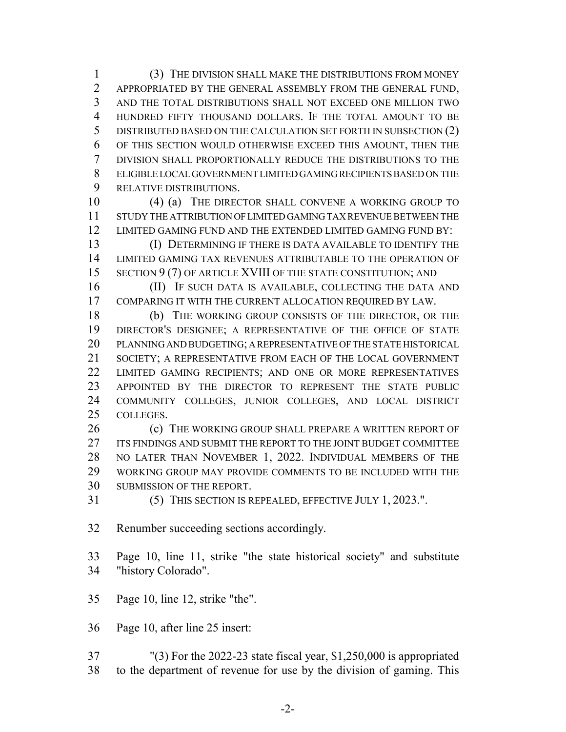(3) THE DIVISION SHALL MAKE THE DISTRIBUTIONS FROM MONEY APPROPRIATED BY THE GENERAL ASSEMBLY FROM THE GENERAL FUND, AND THE TOTAL DISTRIBUTIONS SHALL NOT EXCEED ONE MILLION TWO HUNDRED FIFTY THOUSAND DOLLARS. IF THE TOTAL AMOUNT TO BE DISTRIBUTED BASED ON THE CALCULATION SET FORTH IN SUBSECTION (2) OF THIS SECTION WOULD OTHERWISE EXCEED THIS AMOUNT, THEN THE DIVISION SHALL PROPORTIONALLY REDUCE THE DISTRIBUTIONS TO THE ELIGIBLE LOCAL GOVERNMENT LIMITED GAMING RECIPIENTS BASED ON THE RELATIVE DISTRIBUTIONS.

(4) (a) THE DIRECTOR SHALL CONVENE A WORKING GROUP TO STUDY THE ATTRIBUTION OF LIMITED GAMING TAX REVENUE BETWEEN THE LIMITED GAMING FUND AND THE EXTENDED LIMITED GAMING FUND BY:

(I) DETERMINING IF THERE IS DATA AVAILABLE TO IDENTIFY THE LIMITED GAMING TAX REVENUES ATTRIBUTABLE TO THE OPERATION OF SECTION 9 (7) OF ARTICLE XVIII OF THE STATE CONSTITUTION; AND

(II) IF SUCH DATA IS AVAILABLE, COLLECTING THE DATA AND COMPARING IT WITH THE CURRENT ALLOCATION REQUIRED BY LAW.

(b) THE WORKING GROUP CONSISTS OF THE DIRECTOR, OR THE DIRECTOR'S DESIGNEE; A REPRESENTATIVE OF THE OFFICE OF STATE PLANNING AND BUDGETING; A REPRESENTATIVE OF THE STATE HISTORICAL SOCIETY; A REPRESENTATIVE FROM EACH OF THE LOCAL GOVERNMENT LIMITED GAMING RECIPIENTS; AND ONE OR MORE REPRESENTATIVES APPOINTED BY THE DIRECTOR TO REPRESENT THE STATE PUBLIC COMMUNITY COLLEGES, JUNIOR COLLEGES, AND LOCAL DISTRICT COLLEGES.

(c) THE WORKING GROUP SHALL PREPARE A WRITTEN REPORT OF ITS FINDINGS AND SUBMIT THE REPORT TO THE JOINT BUDGET COMMITTEE NO LATER THAN NOVEMBER 1, 2022. INDIVIDUAL MEMBERS OF THE WORKING GROUP MAY PROVIDE COMMENTS TO BE INCLUDED WITH THE SUBMISSION OF THE REPORT.

(5) THIS SECTION IS REPEALED, EFFECTIVE JULY 1, 2023.".

Renumber succeeding sections accordingly.

Page 10, line 11, strike "the state historical society" and substitute "history Colorado".

Page 10, line 12, strike "the".

Page 10, after line 25 insert:

"(3) For the 2022-23 state fiscal year, $1,250,000 is appropriated to the department of revenue for use by the division of gaming. This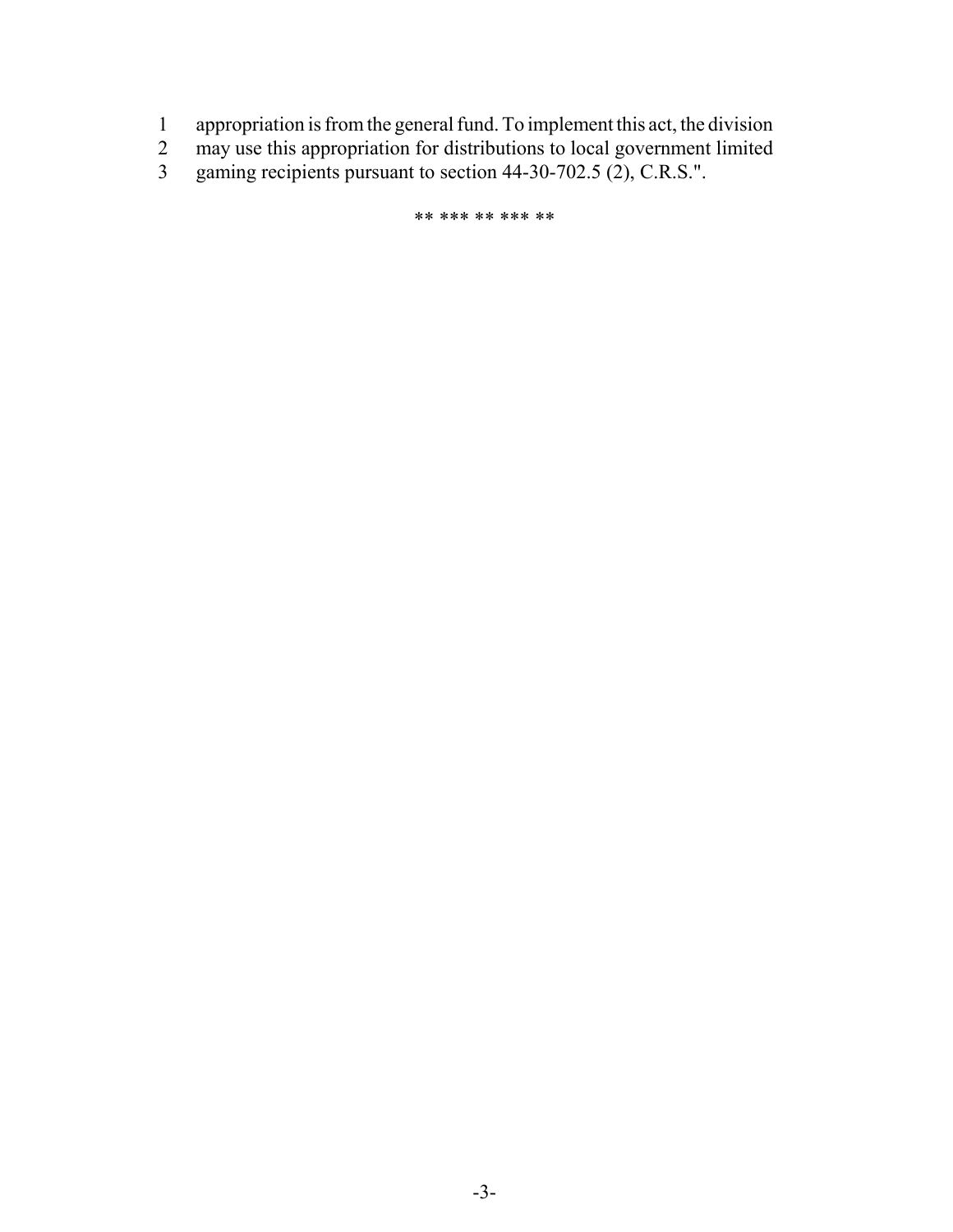1 appropriation is from the general fund. To implement this act, the division
2 may use this appropriation for distributions to local government limited
3 gaming recipients pursuant to section 44-30-702.5 (2), C.R.S.".

** *** ** *** **